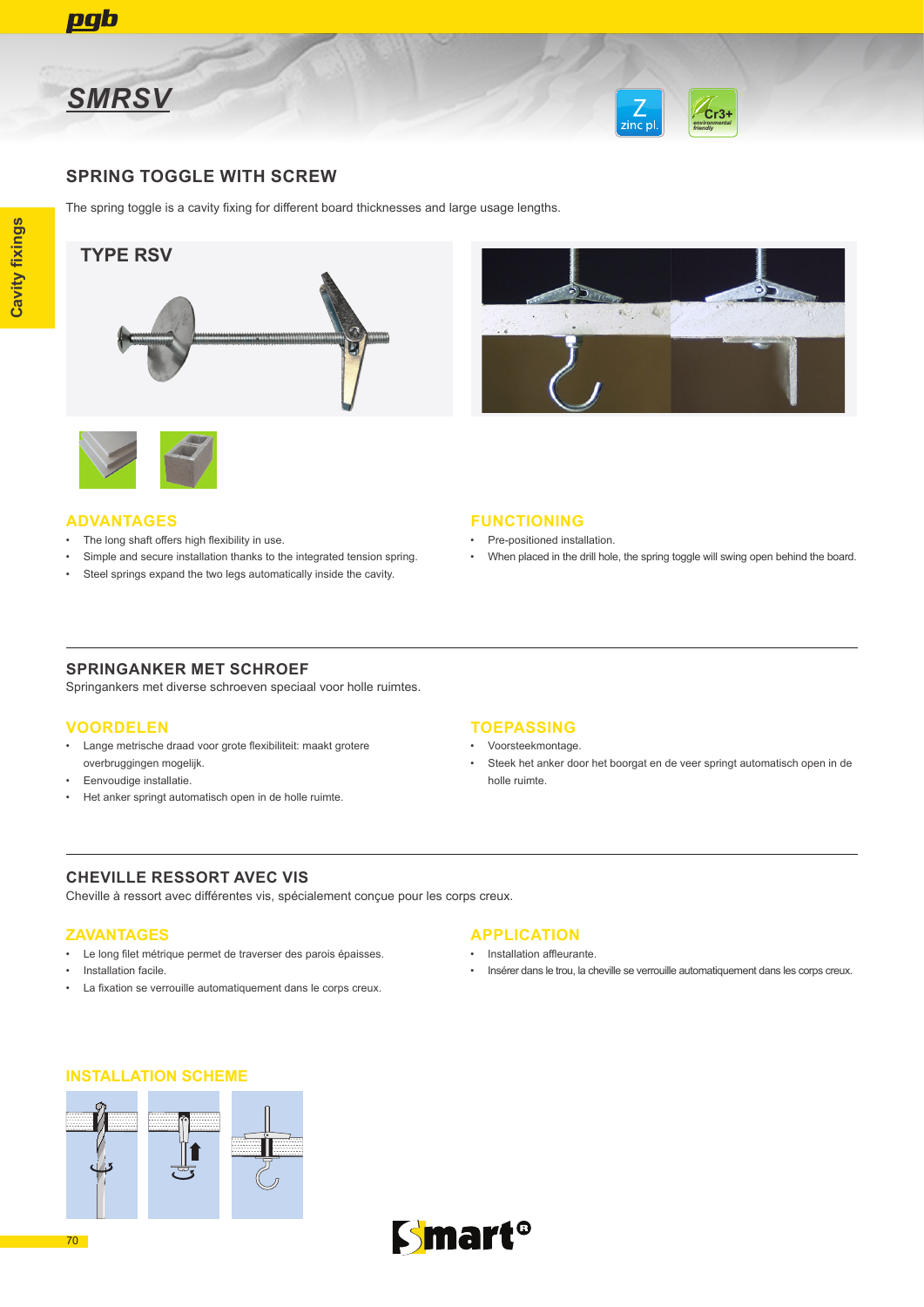# SMRSV

## SPRING TOGGLE WITH SCREW

The spring toggle is a cavity fixing for different board thicknesses and large usage lengths.

### TYPE RSV

### ADVANTAGES

- The long shaft offers high flexibility in use.
- Simple and secure installation thanks to the integrated tension spring.
- Steel springs expand the two legs automatically inside the cavity.

### FUNCTIONING

- Pre-positioned installation.
- When placed in the drill hole, the spring toggle will swing open behind the board.

## SPRINGANKER MET SCHROEF

Springankers met diverse schroeven speciaal voor holle ruimtes.

### VOORDELEN

- Lange metrische draad voor grote flexibiliteit: maakt grotere overbruggingen mogelijk.
- Eenvoudige installatie.
- Het anker springt automatisch open in de holle ruimte.

### TOEPASSING

- Voorsteekmontage.
- Steek het anker door het boorgat en de veer springt automatisch open in de holle ruimte.

## CHEVILLE RESSORT AVEC VIS

Cheville à ressort avec différentes vis, spécialement conçue pour les corps creux.

### ZAVANTAGES

- Le long filet métrique permet de traverser des parois épaisses.
- Installation facile.
- La fixation se verrouille automatiquement dans le corps creux.

### APPLICATION

- Installation affleurante.
- Insérer dans le trou, la cheville se verrouille automatiquement dans les corps creux.

### INSTALLATION SCHEME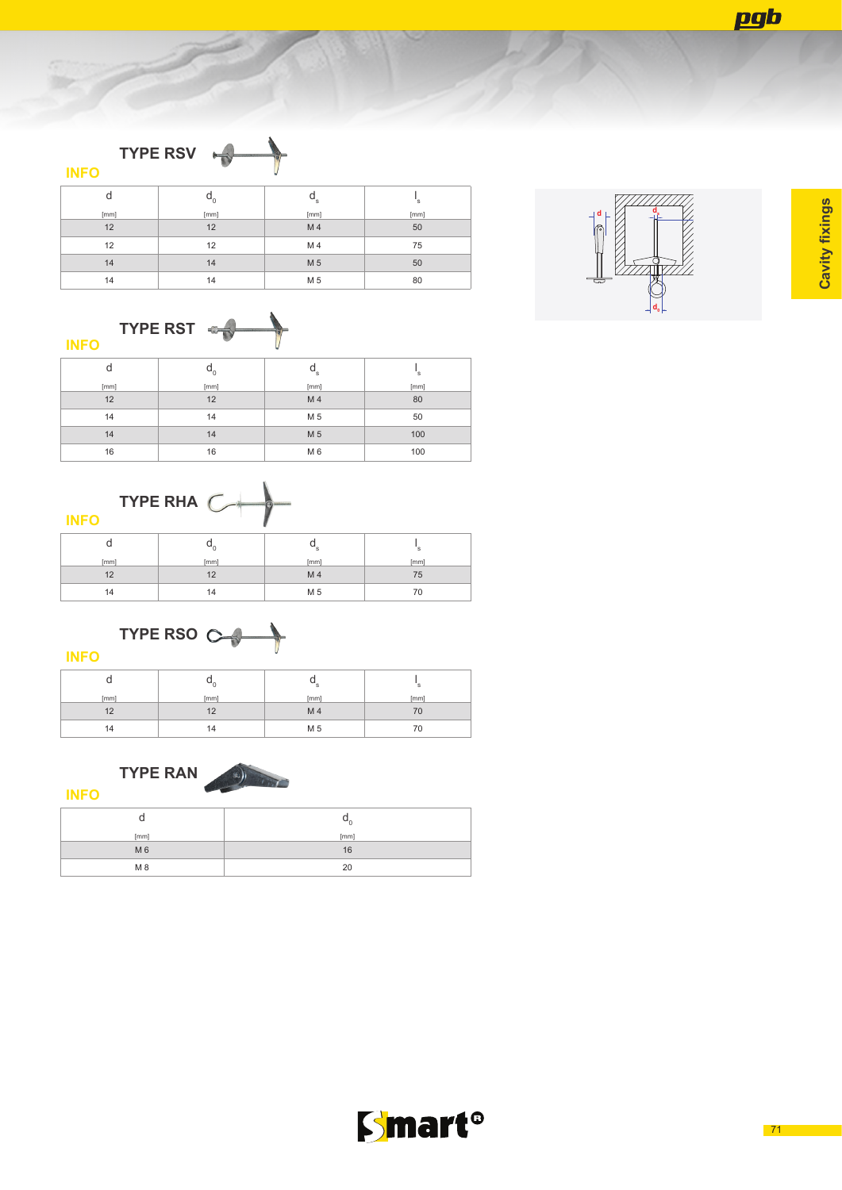## TYPE RSV

**INFO**

| d [mm] | $d_0$ [mm] | $d_s$ [mm] | $l_s$ [mm] |
|---|---|---|---|
| 12 | 12 | M 4 | 50 |
| 12 | 12 | M 4 | 75 |
| 14 | 14 | M 5 | 50 |
| 14 | 14 | M 5 | 80 |

## TYPE RST

**INFO**

| d [mm] | $d_0$ [mm] | $d_s$ [mm] | $l_s$ [mm] |
|---|---|---|---|
| 12 | 12 | M 4 | 80 |
| 14 | 14 | M 5 | 50 |
| 14 | 14 | M 5 | 100 |
| 16 | 16 | M 6 | 100 |

## TYPE RHA

**INFO**

| d [mm] | $d_0$ [mm] | $d_s$ [mm] | $l_s$ [mm] |
|---|---|---|---|
| 12 | 12 | M 4 | 75 |
| 14 | 14 | M 5 | 70 |

## TYPE RSO

**INFO**

| d [mm] | $d_0$ [mm] | $d_s$ [mm] | $l_s$ [mm] |
|---|---|---|---|
| 12 | 12 | M 4 | 70 |
| 14 | 14 | M 5 | 70 |

## TYPE RAN

**INFO**

| d [mm] | $d_0$ [mm] |
|---|---|
| M 6 | 16 |
| M 8 | 20 |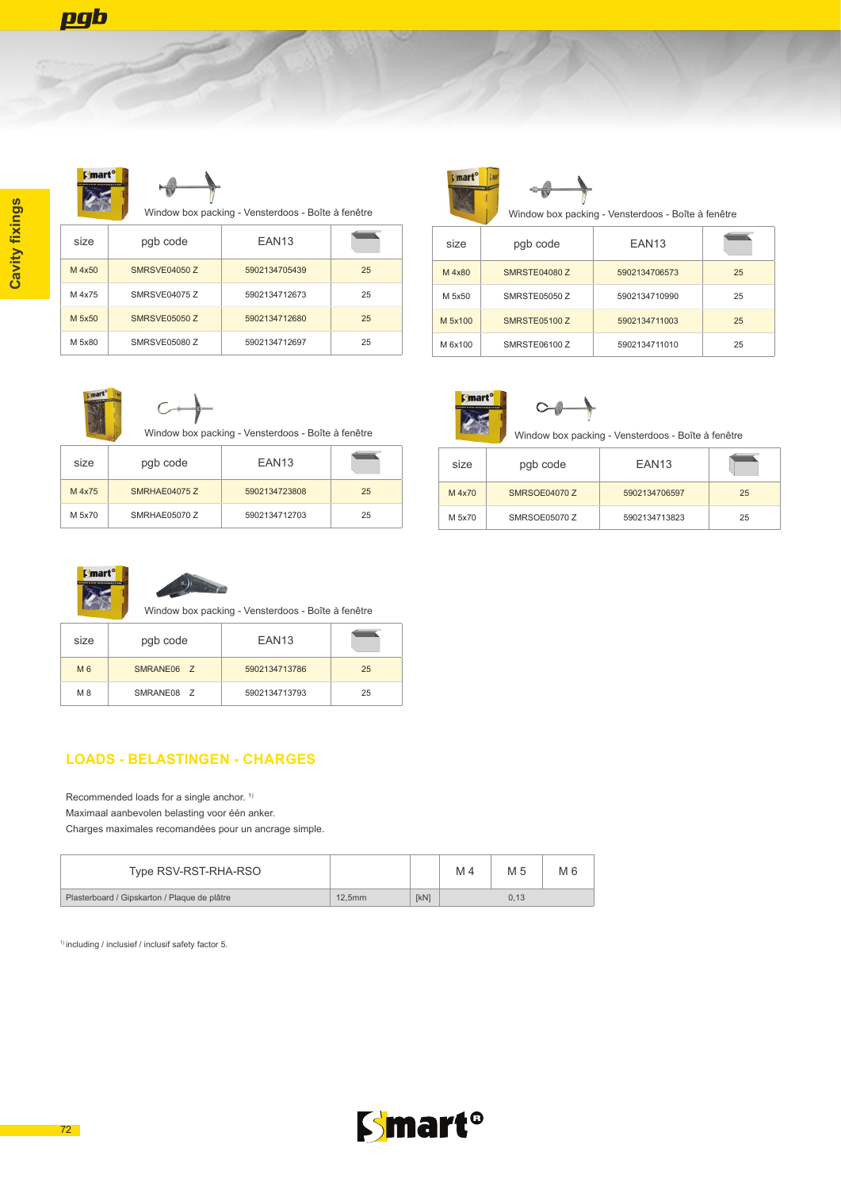Cavity fixings

Window box packing - Vensterdoos - Boîte à fenêtre

| size | pgb code | EAN13 | |
|---|---|---|---|
| M 4x50 | SMRSVE04050 Z | 5902134705439 | 25 |
| M 4x75 | SMRSVE04075 Z | 5902134712673 | 25 |
| M 5x50 | SMRSVE05050 Z | 5902134712680 | 25 |
| M 5x80 | SMRSVE05080 Z | 5902134712697 | 25 |

Window box packing - Vensterdoos - Boîte à fenêtre

| size | pgb code | EAN13 | |
|---|---|---|---|
| M 4x80 | SMRSTE04080 Z | 5902134706573 | 25 |
| M 5x50 | SMRSTE05050 Z | 5902134710990 | 25 |
| M 5x100 | SMRSTE05100 Z | 5902134711003 | 25 |
| M 6x100 | SMRSTE06100 Z | 5902134711010 | 25 |

Window box packing - Vensterdoos - Boîte à fenêtre

| size | pgb code | EAN13 | |
|---|---|---|---|
| M 4x75 | SMRHAE04075 Z | 5902134723808 | 25 |
| M 5x70 | SMRHAE05070 Z | 5902134712703 | 25 |

Window box packing - Vensterdoos - Boîte à fenêtre

| size | pgb code | EAN13 | |
|---|---|---|---|
| M 4x70 | SMRSOE04070 Z | 5902134706597 | 25 |
| M 5x70 | SMRSOE05070 Z | 5902134713823 | 25 |

Window box packing - Vensterdoos - Boîte à fenêtre

| size | pgb code | EAN13 | |
|---|---|---|---|
| M 6 | SMRANE06 Z | 5902134713786 | 25 |
| M 8 | SMRANE08 Z | 5902134713793 | 25 |

## LOADS - BELASTINGEN - CHARGES

Recommended loads for a single anchor. [1)]
Maximaal aanbevolen belasting voor één anker.
Charges maximales recommandées pour un ancrage simple.

| Type RSV-RST-RHA-RSO | | | M 4 | M 5 | M 6 |
|---|---|---|---|---|---|
| Plasterboard / Gipskarton / Plaque de plâtre | 12,5mm | [kN] | | 0,13 | |

[1)] including / inclusief / inclusif safety factor 5.